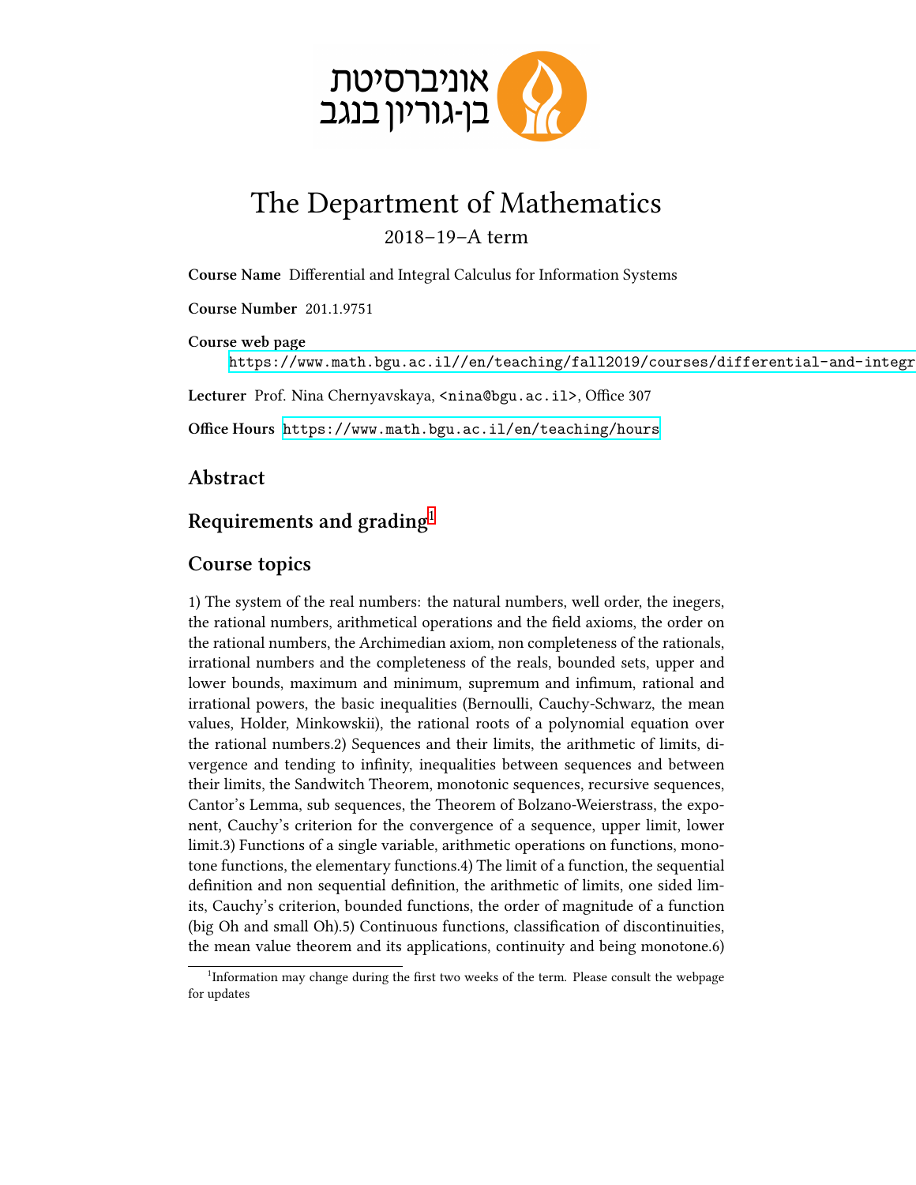אוניברסיטת
בן-גוריון בנגב

# The Department of Mathematics

2018–19–A term

**Course Name** Differential and Integral Calculus for Information Systems

**Course Number** 201.1.9751

**Course web page**
https://www.math.bgu.ac.il//en/teaching/fall2019/courses/differential-and-integr

**Lecturer** Prof. Nina Chernyavskaya, <nina@bgu.ac.il>, Office 307

**Office Hours** https://www.math.bgu.ac.il/en/teaching/hours

## Abstract

## Requirements and grading[1]

## Course topics

1) The system of the real numbers: the natural numbers, well order, the inegers, the rational numbers, arithmetical operations and the field axioms, the order on the rational numbers, the Archimedian axiom, non completeness of the rationals, irrational numbers and the completeness of the reals, bounded sets, upper and lower bounds, maximum and minimum, supremum and infimum, rational and irrational powers, the basic inequalities (Bernoulli, Cauchy-Schwarz, the mean values, Holder, Minkowskii), the rational roots of a polynomial equation over the rational numbers.2) Sequences and their limits, the arithmetic of limits, divergence and tending to infinity, inequalities between sequences and between their limits, the Sandwitch Theorem, monotonic sequences, recursive sequences, Cantor's Lemma, sub sequences, the Theorem of Bolzano-Weierstrass, the exponent, Cauchy's criterion for the convergence of a sequence, upper limit, lower limit.3) Functions of a single variable, arithmetic operations on functions, monotone functions, the elementary functions.4) The limit of a function, the sequential definition and non sequential definition, the arithmetic of limits, one sided limits, Cauchy's criterion, bounded functions, the order of magnitude of a function (big Oh and small Oh).5) Continuous functions, classification of discontinuities, the mean value theorem and its applications, continuity and being monotone.6)

[1] Information may change during the first two weeks of the term. Please consult the webpage for updates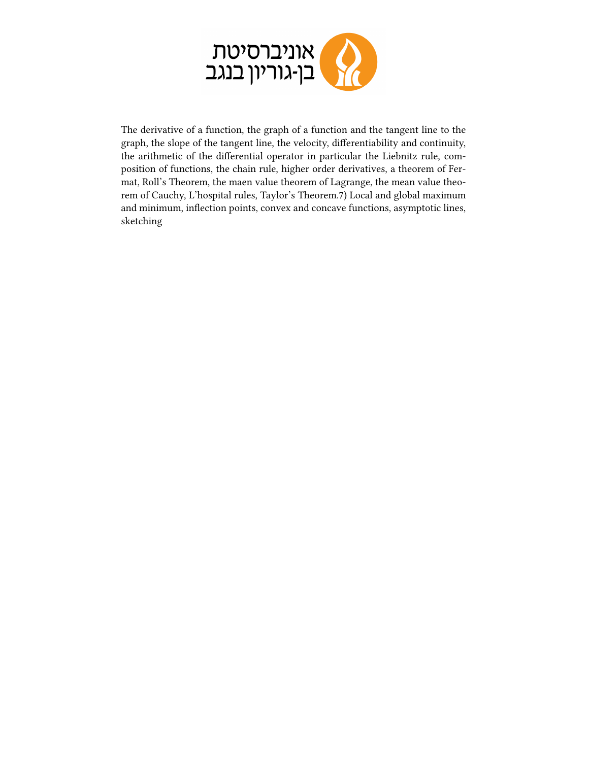The derivative of a function, the graph of a function and the tangent line to the graph, the slope of the tangent line, the velocity, differentiability and continuity, the arithmetic of the differential operator in particular the Liebnitz rule, composition of functions, the chain rule, higher order derivatives, a theorem of Fermat, Roll's Theorem, the maen value theorem of Lagrange, the mean value theorem of Cauchy, L'hospital rules, Taylor's Theorem.7) Local and global maximum and minimum, inflection points, convex and concave functions, asymptotic lines, sketching